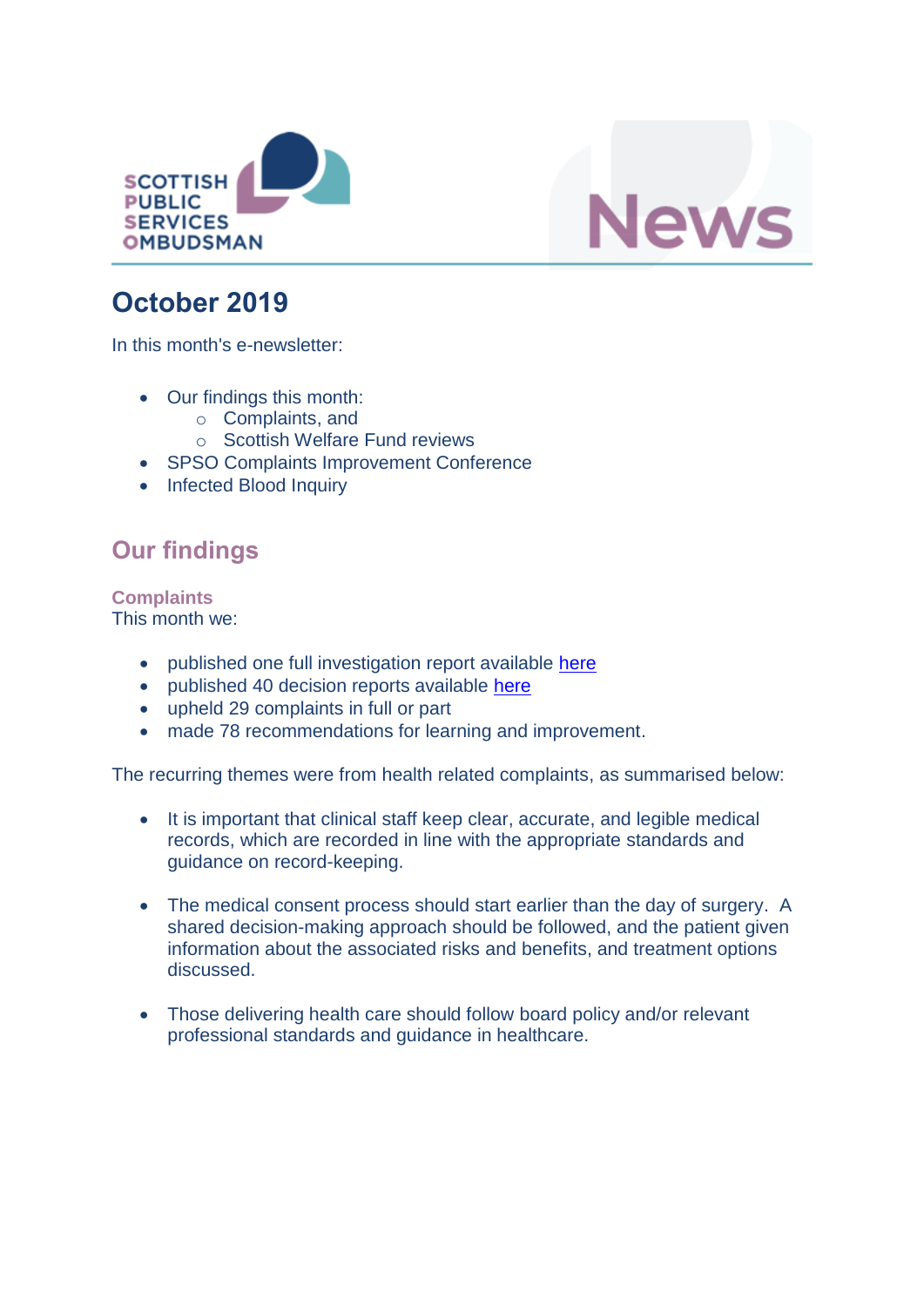SCOTTISH PUBLIC SERVICES OMBUDSMAN

News

# October 2019

In this month's e-newsletter:

- Our findings this month:
  - Complaints, and
  - Scottish Welfare Fund reviews
- SPSO Complaints Improvement Conference
- Infected Blood Inquiry

## Our findings

### Complaints

This month we:

- published one full investigation report available here
- published 40 decision reports available here
- upheld 29 complaints in full or part
- made 78 recommendations for learning and improvement.

The recurring themes were from health related complaints, as summarised below:

- It is important that clinical staff keep clear, accurate, and legible medical records, which are recorded in line with the appropriate standards and guidance on record-keeping.

- The medical consent process should start earlier than the day of surgery. A shared decision-making approach should be followed, and the patient given information about the associated risks and benefits, and treatment options discussed.

- Those delivering health care should follow board policy and/or relevant professional standards and guidance in healthcare.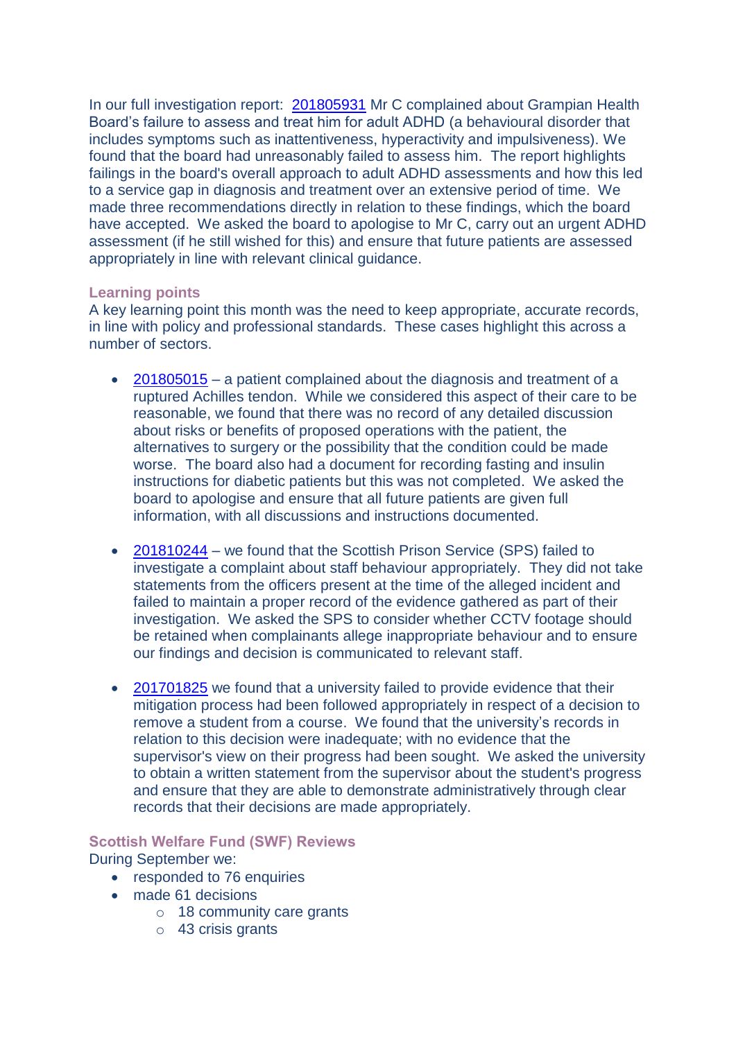In our full investigation report: 201805931 Mr C complained about Grampian Health Board's failure to assess and treat him for adult ADHD (a behavioural disorder that includes symptoms such as inattentiveness, hyperactivity and impulsiveness). We found that the board had unreasonably failed to assess him. The report highlights failings in the board's overall approach to adult ADHD assessments and how this led to a service gap in diagnosis and treatment over an extensive period of time. We made three recommendations directly in relation to these findings, which the board have accepted. We asked the board to apologise to Mr C, carry out an urgent ADHD assessment (if he still wished for this) and ensure that future patients are assessed appropriately in line with relevant clinical guidance.

### Learning points

A key learning point this month was the need to keep appropriate, accurate records, in line with policy and professional standards. These cases highlight this across a number of sectors.

- 201805015 – a patient complained about the diagnosis and treatment of a ruptured Achilles tendon. While we considered this aspect of their care to be reasonable, we found that there was no record of any detailed discussion about risks or benefits of proposed operations with the patient, the alternatives to surgery or the possibility that the condition could be made worse. The board also had a document for recording fasting and insulin instructions for diabetic patients but this was not completed. We asked the board to apologise and ensure that all future patients are given full information, with all discussions and instructions documented.

- 201810244 – we found that the Scottish Prison Service (SPS) failed to investigate a complaint about staff behaviour appropriately. They did not take statements from the officers present at the time of the alleged incident and failed to maintain a proper record of the evidence gathered as part of their investigation. We asked the SPS to consider whether CCTV footage should be retained when complainants allege inappropriate behaviour and to ensure our findings and decision is communicated to relevant staff.

- 201701825 we found that a university failed to provide evidence that their mitigation process had been followed appropriately in respect of a decision to remove a student from a course. We found that the university's records in relation to this decision were inadequate; with no evidence that the supervisor's view on their progress had been sought. We asked the university to obtain a written statement from the supervisor about the student's progress and ensure that they are able to demonstrate administratively through clear records that their decisions are made appropriately.

### Scottish Welfare Fund (SWF) Reviews

During September we:

- responded to 76 enquiries
- made 61 decisions
  - 18 community care grants
  - 43 crisis grants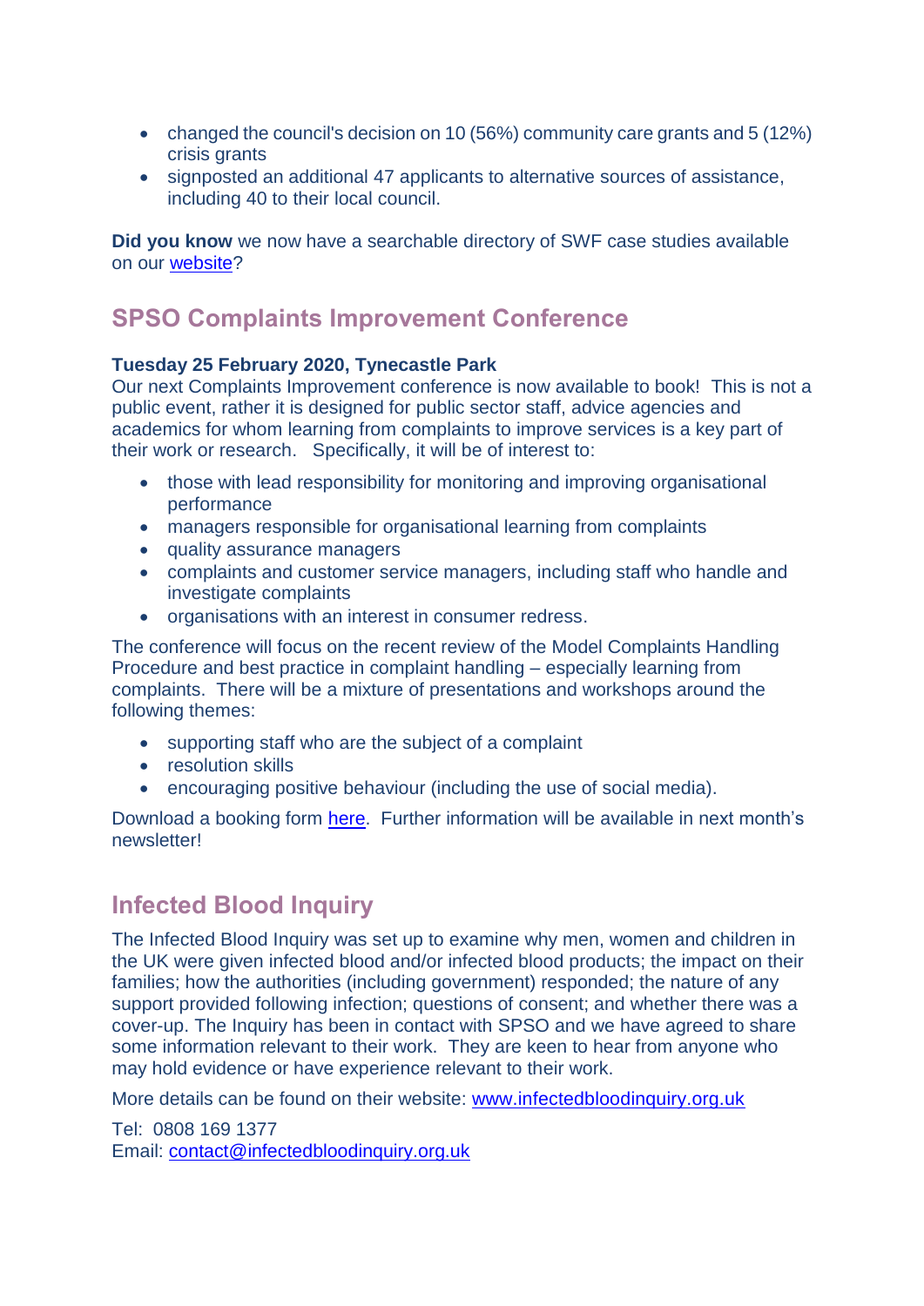- changed the council's decision on 10 (56%) community care grants and 5 (12%) crisis grants
- signposted an additional 47 applicants to alternative sources of assistance, including 40 to their local council.

**Did you know** we now have a searchable directory of SWF case studies available on our [website](website)?

## SPSO Complaints Improvement Conference

**Tuesday 25 February 2020, Tynecastle Park**

Our next Complaints Improvement conference is now available to book! This is not a public event, rather it is designed for public sector staff, advice agencies and academics for whom learning from complaints to improve services is a key part of their work or research. Specifically, it will be of interest to:

- those with lead responsibility for monitoring and improving organisational performance
- managers responsible for organisational learning from complaints
- quality assurance managers
- complaints and customer service managers, including staff who handle and investigate complaints
- organisations with an interest in consumer redress.

The conference will focus on the recent review of the Model Complaints Handling Procedure and best practice in complaint handling – especially learning from complaints. There will be a mixture of presentations and workshops around the following themes:

- supporting staff who are the subject of a complaint
- resolution skills
- encouraging positive behaviour (including the use of social media).

Download a booking form [here](here). Further information will be available in next month's newsletter!

## Infected Blood Inquiry

The Infected Blood Inquiry was set up to examine why men, women and children in the UK were given infected blood and/or infected blood products; the impact on their families; how the authorities (including government) responded; the nature of any support provided following infection; questions of consent; and whether there was a cover-up. The Inquiry has been in contact with SPSO and we have agreed to share some information relevant to their work. They are keen to hear from anyone who may hold evidence or have experience relevant to their work.

More details can be found on their website: [www.infectedbloodinquiry.org.uk](www.infectedbloodinquiry.org.uk)

Tel: 0808 169 1377
Email: [contact@infectedbloodinquiry.org.uk](mailto:contact@infectedbloodinquiry.org.uk)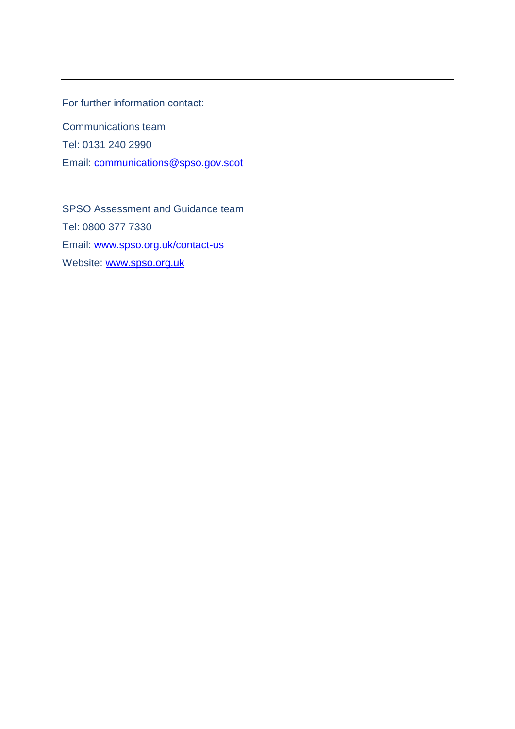---

For further information contact:

Communications team
Tel: 0131 240 2990
Email: [communications@spso.gov.scot](mailto:communications@spso.gov.scot)

SPSO Assessment and Guidance team
Tel: 0800 377 7330
Email: [www.spso.org.uk/contact-us](http://www.spso.org.uk/contact-us)
Website: [www.spso.org.uk](http://www.spso.org.uk)